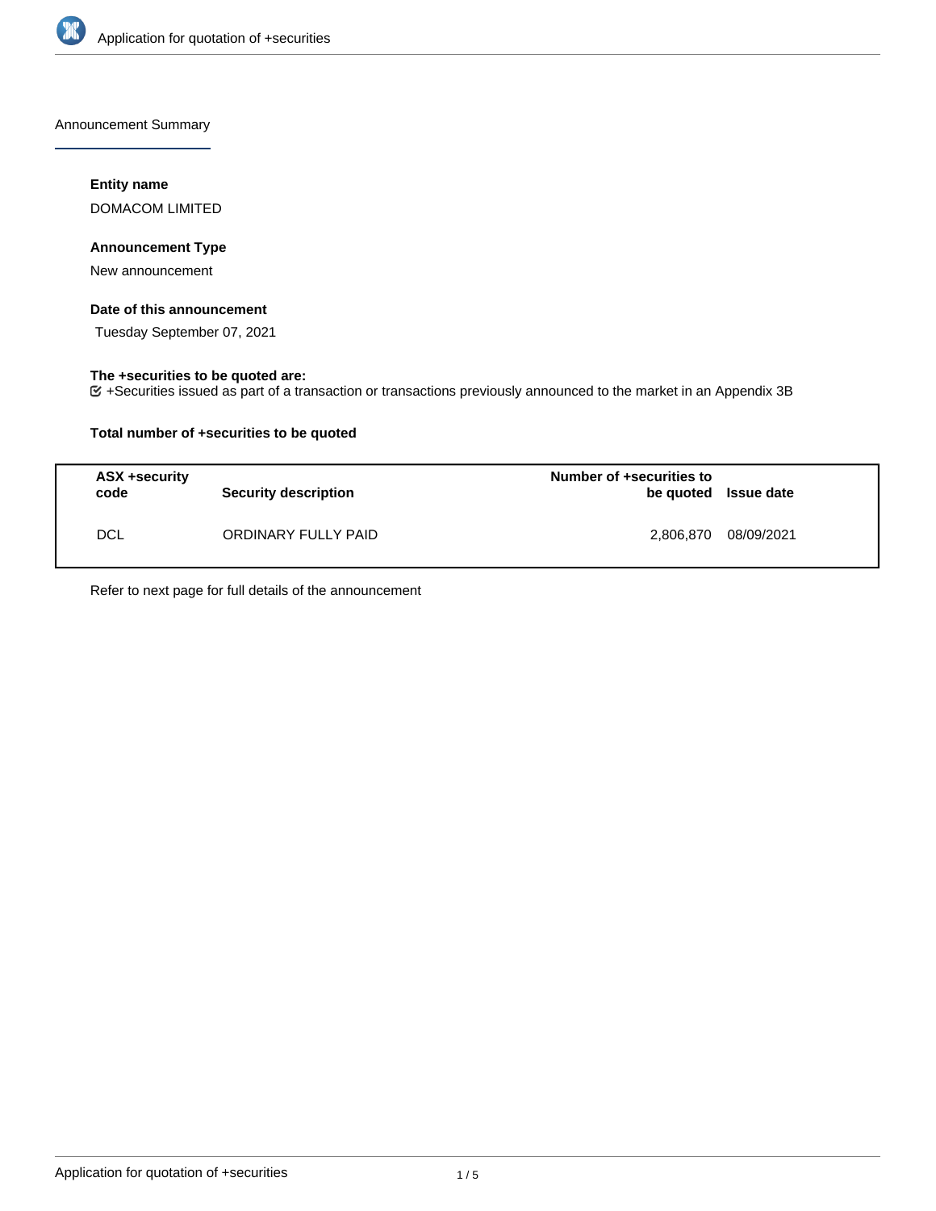Application for quotation of +securities

Announcement Summary

#### Entity name

DOMACOM LIMITED

#### Announcement Type

New announcement

#### Date of this announcement

Tuesday September 07, 2021

#### The +securities to be quoted are:

☑ +Securities issued as part of a transaction or transactions previously announced to the market in an Appendix 3B

#### Total number of +securities to be quoted

| ASX +security code | Security description | Number of +securities to be quoted | Issue date |
|---|---|---|---|
| DCL | ORDINARY FULLY PAID | 2,806,870 | 08/09/2021 |

Refer to next page for full details of the announcement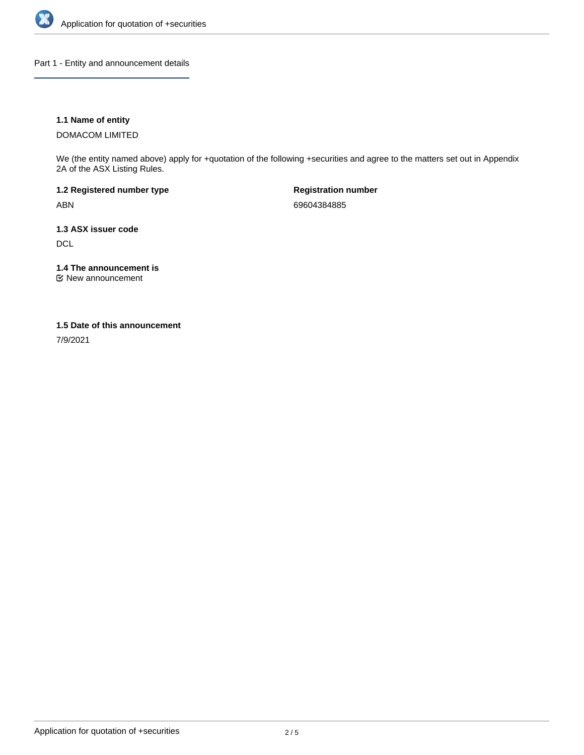## Part 1 - Entity and announcement details

**1.1 Name of entity**

DOMACOM LIMITED

We (the entity named above) apply for +quotation of the following +securities and agree to the matters set out in Appendix 2A of the ASX Listing Rules.

**1.2 Registered number type**

ABN

**Registration number**

69604384885

**1.3 ASX issuer code**

DCL

**1.4 The announcement is**

☑ New announcement

**1.5 Date of this announcement**

7/9/2021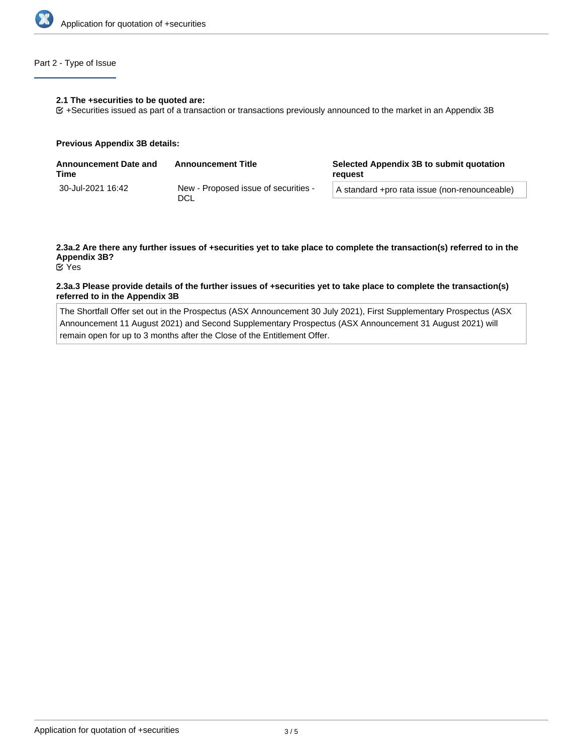## Part 2 - Type of Issue

**2.1 The +securities to be quoted are:**

☑ +Securities issued as part of a transaction or transactions previously announced to the market in an Appendix 3B

**Previous Appendix 3B details:**

| Announcement Date and Time | Announcement Title | Selected Appendix 3B to submit quotation request |
|---|---|---|
| 30-Jul-2021 16:42 | New - Proposed issue of securities - DCL | A standard +pro rata issue (non-renounceable) |

**2.3a.2 Are there any further issues of +securities yet to take place to complete the transaction(s) referred to in the Appendix 3B?**

☑ Yes

**2.3a.3 Please provide details of the further issues of +securities yet to take place to complete the transaction(s) referred to in the Appendix 3B**

The Shortfall Offer set out in the Prospectus (ASX Announcement 30 July 2021), First Supplementary Prospectus (ASX Announcement 11 August 2021) and Second Supplementary Prospectus (ASX Announcement 31 August 2021) will remain open for up to 3 months after the Close of the Entitlement Offer.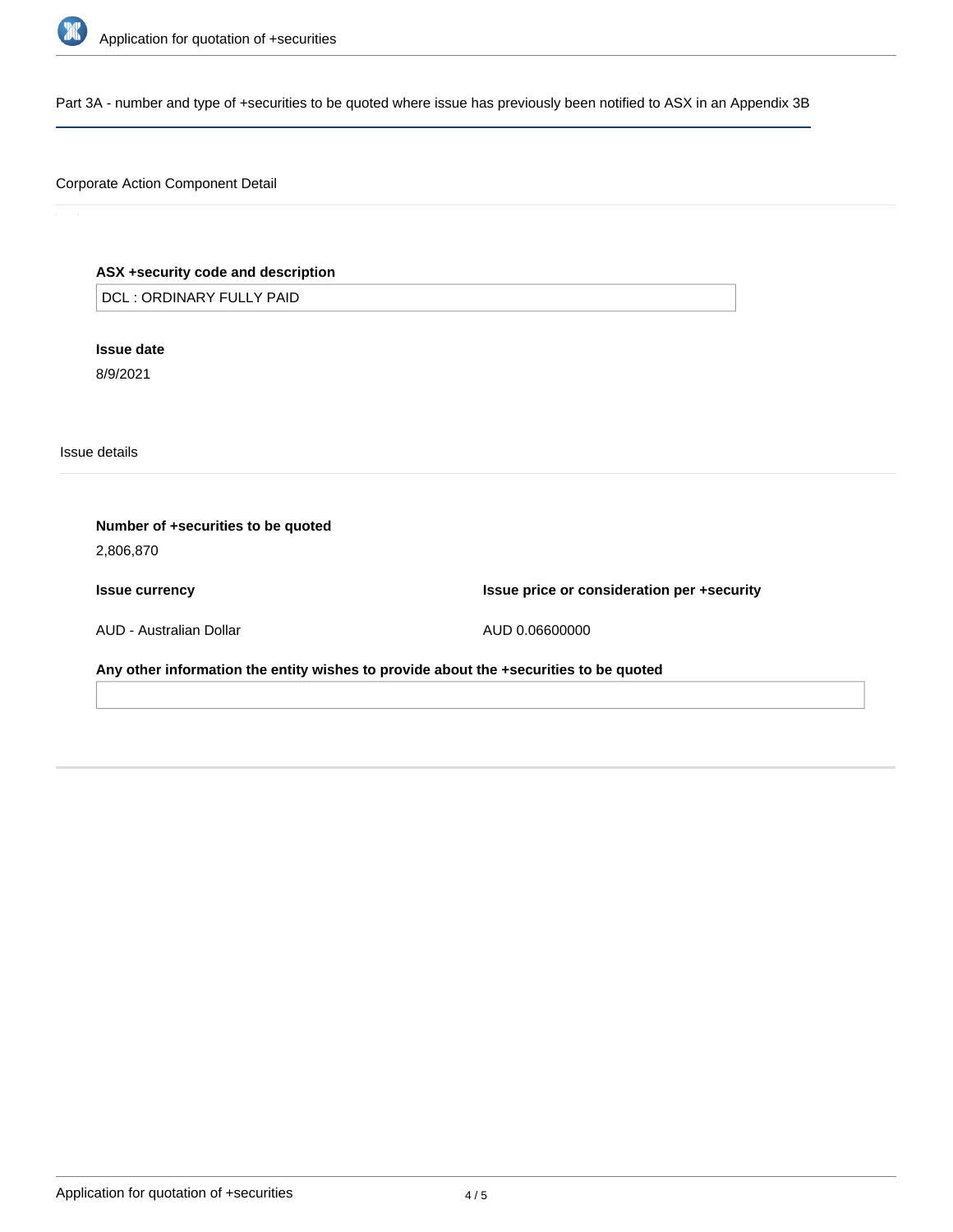## Part 3A - number and type of +securities to be quoted where issue has previously been notified to ASX in an Appendix 3B

### Corporate Action Component Detail

**ASX +security code and description**

DCL : ORDINARY FULLY PAID

**Issue date**

8/9/2021

### Issue details

**Number of +securities to be quoted**

2,806,870

| Issue currency | Issue price or consideration per +security |
| --- | --- |
| AUD - Australian Dollar | AUD 0.06600000 |

**Any other information the entity wishes to provide about the +securities to be quoted**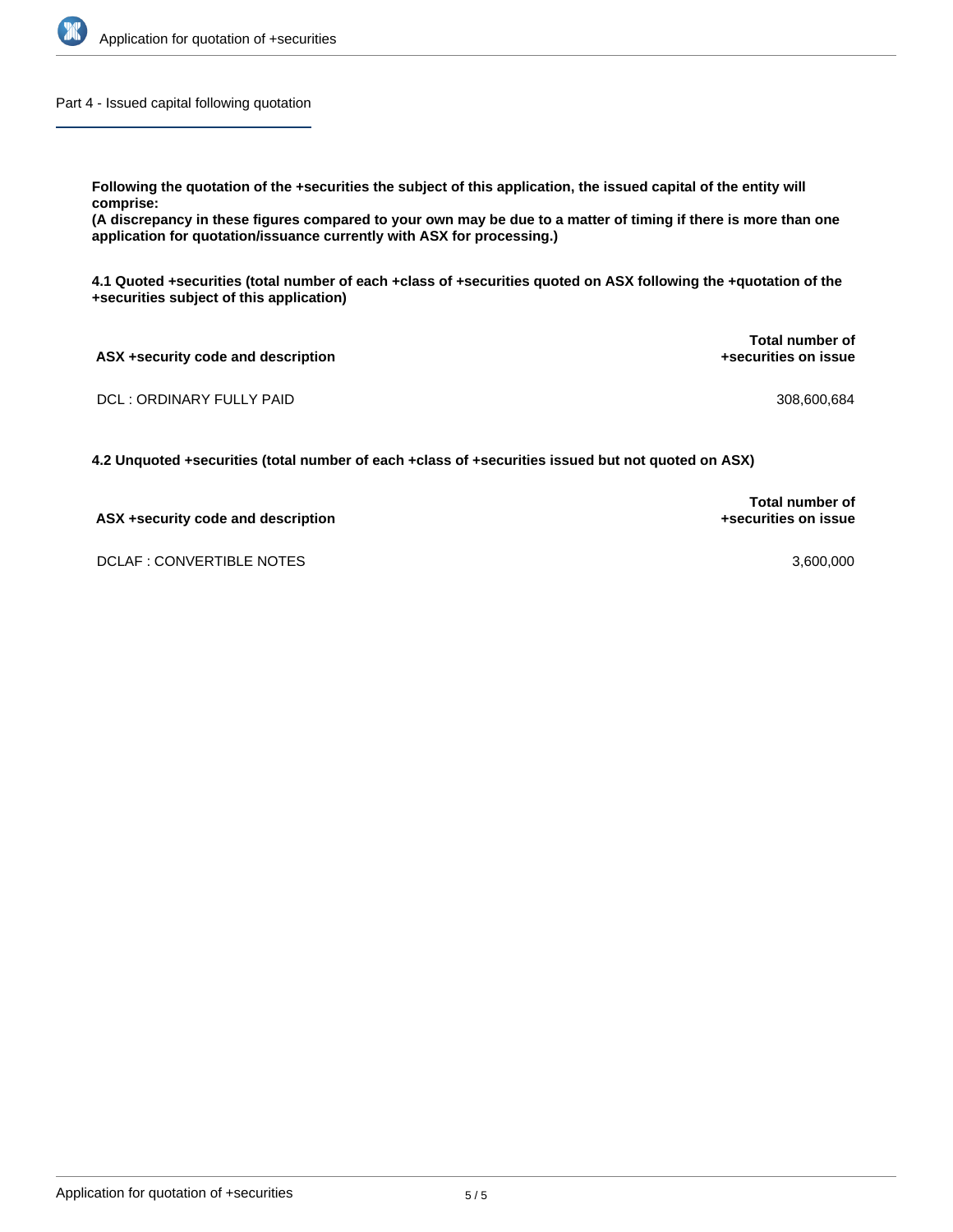## Part 4 - Issued capital following quotation

**Following the quotation of the +securities the subject of this application, the issued capital of the entity will comprise:**
**(A discrepancy in these figures compared to your own may be due to a matter of timing if there is more than one application for quotation/issuance currently with ASX for processing.)**

**4.1 Quoted +securities (total number of each +class of +securities quoted on ASX following the +quotation of the +securities subject of this application)**

| ASX +security code and description | Total number of +securities on issue |
| --- | --- |
| DCL : ORDINARY FULLY PAID | 308,600,684 |

**4.2 Unquoted +securities (total number of each +class of +securities issued but not quoted on ASX)**

| ASX +security code and description | Total number of +securities on issue |
| --- | --- |
| DCLAF : CONVERTIBLE NOTES | 3,600,000 |